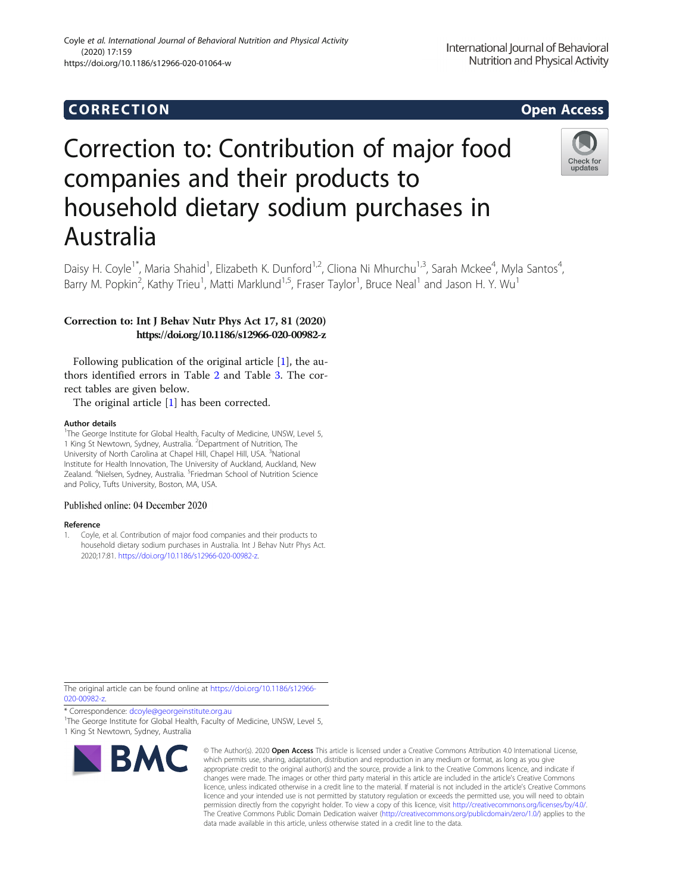**CORRECTION** **Open Access**

# Correction to: Contribution of major food companies and their products to household dietary sodium purchases in Australia

Daisy H. Coyle[1*], Maria Shahid[1], Elizabeth K. Dunford[1,2], Cliona Ni Mhurchu[1,3], Sarah Mckee[4], Myla Santos[4], Barry M. Popkin[2], Kathy Trieu[1], Matti Marklund[1,5], Fraser Taylor[1], Bruce Neal[1] and Jason H. Y. Wu[1]

**Correction to: Int J Behav Nutr Phys Act 17, 81 (2020) https://doi.org/10.1186/s12966-020-00982-z**

Following publication of the original article [1], the authors identified errors in Table 2 and Table 3. The correct tables are given below.

The original article [1] has been corrected.

### Author details

[1]The George Institute for Global Health, Faculty of Medicine, UNSW, Level 5, 1 King St Newtown, Sydney, Australia. [2]Department of Nutrition, The University of North Carolina at Chapel Hill, Chapel Hill, USA. [3]National Institute for Health Innovation, The University of Auckland, Auckland, New Zealand. [4]Nielsen, Sydney, Australia. [5]Friedman School of Nutrition Science and Policy, Tufts University, Boston, MA, USA.

Published online: 04 December 2020

### Reference

1. Coyle, et al. Contribution of major food companies and their products to household dietary sodium purchases in Australia. Int J Behav Nutr Phys Act. 2020;17:81. https://doi.org/10.1186/s12966-020-00982-z.

The original article can be found online at https://doi.org/10.1186/s12966-020-00982-z.

* Correspondence: dcoyle@georgeinstitute.org.au

[1]The George Institute for Global Health, Faculty of Medicine, UNSW, Level 5, 1 King St Newtown, Sydney, Australia

© The Author(s). 2020 **Open Access** This article is licensed under a Creative Commons Attribution 4.0 International License, which permits use, sharing, adaptation, distribution and reproduction in any medium or format, as long as you give appropriate credit to the original author(s) and the source, provide a link to the Creative Commons licence, and indicate if changes were made. The images or other third party material in this article are included in the article's Creative Commons licence, unless indicated otherwise in a credit line to the material. If material is not included in the article's Creative Commons licence and your intended use is not permitted by statutory regulation or exceeds the permitted use, you will need to obtain permission directly from the copyright holder. To view a copy of this licence, visit http://creativecommons.org/licenses/by/4.0/. The Creative Commons Public Domain Dedication waiver (http://creativecommons.org/publicdomain/zero/1.0/) applies to the data made available in this article, unless otherwise stated in a credit line to the data.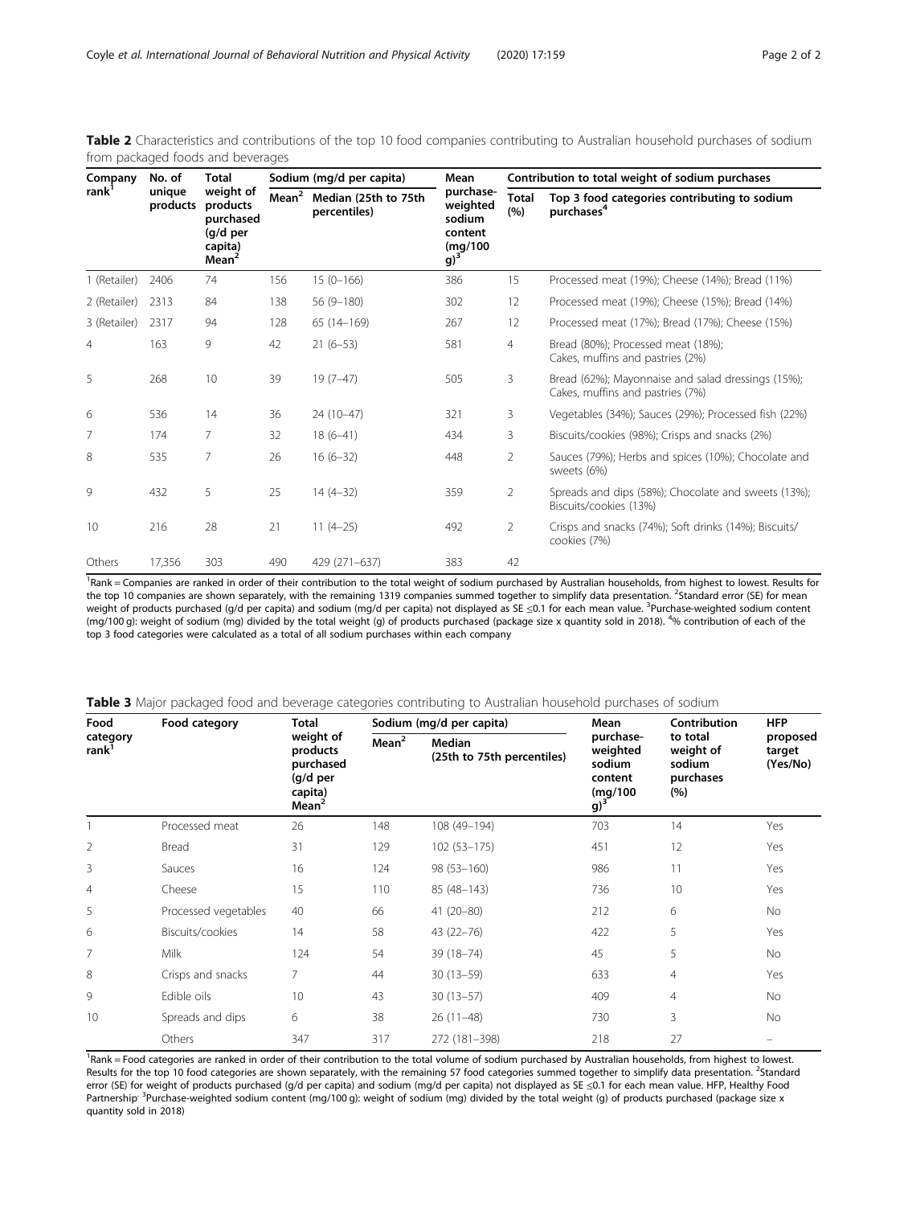**Table 2** Characteristics and contributions of the top 10 food companies contributing to Australian household purchases of sodium from packaged foods and beverages

| Company rank[1] | No. of unique products | Total weight of products purchased (g/d per capita) Mean[2] | Sodium (mg/d per capita) | | Mean purchase-weighted sodium content (mg/100 g)[3] | Contribution to total weight of sodium purchases | |
|---|---|---|---|---|---|---|---|
| | | | Mean[2] | Median (25th to 75th percentiles) | | Total (%) | Top 3 food categories contributing to sodium purchases[4] |
| 1 (Retailer) | 2406 | 74 | 156 | 15 (0–166) | 386 | 15 | Processed meat (19%); Cheese (14%); Bread (11%) |
| 2 (Retailer) | 2313 | 84 | 138 | 56 (9–180) | 302 | 12 | Processed meat (19%); Cheese (15%); Bread (14%) |
| 3 (Retailer) | 2317 | 94 | 128 | 65 (14–169) | 267 | 12 | Processed meat (17%); Bread (17%); Cheese (15%) |
| 4 | 163 | 9 | 42 | 21 (6–53) | 581 | 4 | Bread (80%); Processed meat (18%); Cakes, muffins and pastries (2%) |
| 5 | 268 | 10 | 39 | 19 (7–47) | 505 | 3 | Bread (62%); Mayonnaise and salad dressings (15%); Cakes, muffins and pastries (7%) |
| 6 | 536 | 14 | 36 | 24 (10–47) | 321 | 3 | Vegetables (34%); Sauces (29%); Processed fish (22%) |
| 7 | 174 | 7 | 32 | 18 (6–41) | 434 | 3 | Biscuits/cookies (98%); Crisps and snacks (2%) |
| 8 | 535 | 7 | 26 | 16 (6–32) | 448 | 2 | Sauces (79%); Herbs and spices (10%); Chocolate and sweets (6%) |
| 9 | 432 | 5 | 25 | 14 (4–32) | 359 | 2 | Spreads and dips (58%); Chocolate and sweets (13%); Biscuits/cookies (13%) |
| 10 | 216 | 28 | 21 | 11 (4–25) | 492 | 2 | Crisps and snacks (74%); Soft drinks (14%); Biscuits/cookies (7%) |
| Others | 17,356 | 303 | 490 | 429 (271–637) | 383 | 42 | |

[1]Rank = Companies are ranked in order of their contribution to the total weight of sodium purchased by Australian households, from highest to lowest. Results for the top 10 companies are shown separately, with the remaining 1319 companies summed together to simplify data presentation. [2]Standard error (SE) for mean weight of products purchased (g/d per capita) and sodium (mg/d per capita) not displayed as SE ≤0.1 for each mean value. [3]Purchase-weighted sodium content (mg/100 g): weight of sodium (mg) divided by the total weight (g) of products purchased (package size x quantity sold in 2018). [4]% contribution of each of the top 3 food categories were calculated as a total of all sodium purchases within each company

**Table 3** Major packaged food and beverage categories contributing to Australian household purchases of sodium

| Food category rank[1] | Food category | Total weight of products purchased (g/d per capita) Mean[2] | Sodium (mg/d per capita) | | Mean purchase-weighted sodium content (mg/100 g)[3] | Contribution to total weight of sodium purchases (%) | HFP proposed target (Yes/No) |
|---|---|---|---|---|---|---|---|
| | | | Mean[2] | Median (25th to 75th percentiles) | | | |
| 1 | Processed meat | 26 | 148 | 108 (49–194) | 703 | 14 | Yes |
| 2 | Bread | 31 | 129 | 102 (53–175) | 451 | 12 | Yes |
| 3 | Sauces | 16 | 124 | 98 (53–160) | 986 | 11 | Yes |
| 4 | Cheese | 15 | 110 | 85 (48–143) | 736 | 10 | Yes |
| 5 | Processed vegetables | 40 | 66 | 41 (20–80) | 212 | 6 | No |
| 6 | Biscuits/cookies | 14 | 58 | 43 (22–76) | 422 | 5 | Yes |
| 7 | Milk | 124 | 54 | 39 (18–74) | 45 | 5 | No |
| 8 | Crisps and snacks | 7 | 44 | 30 (13–59) | 633 | 4 | Yes |
| 9 | Edible oils | 10 | 43 | 30 (13–57) | 409 | 4 | No |
| 10 | Spreads and dips | 6 | 38 | 26 (11–48) | 730 | 3 | No |
| | Others | 347 | 317 | 272 (181–398) | 218 | 27 | – |

[1]Rank = Food categories are ranked in order of their contribution to the total volume of sodium purchased by Australian households, from highest to lowest. Results for the top 10 food categories are shown separately, with the remaining 57 food categories summed together to simplify data presentation. [2]Standard error (SE) for weight of products purchased (g/d per capita) and sodium (mg/d per capita) not displayed as SE ≤0.1 for each mean value. HFP, Healthy Food Partnership. [3]Purchase-weighted sodium content (mg/100 g): weight of sodium (mg) divided by the total weight (g) of products purchased (package size x quantity sold in 2018)